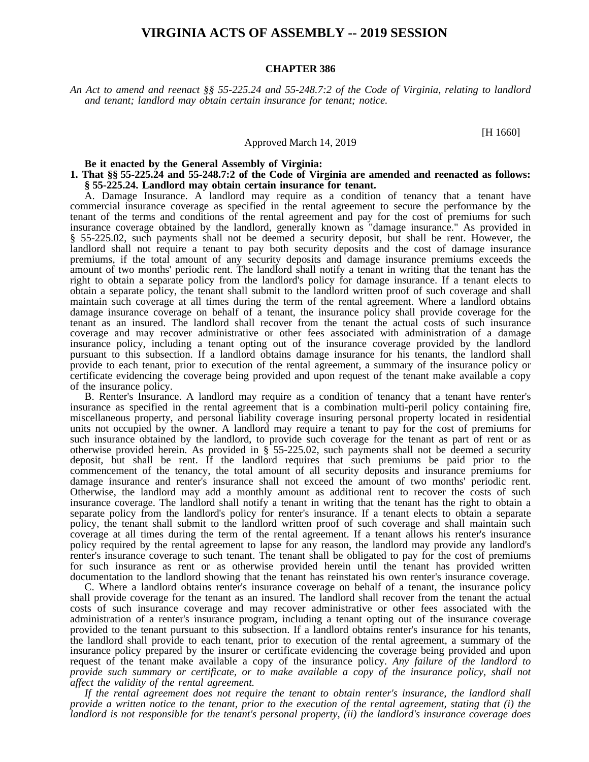# VIRGINIA ACTS OF ASSEMBLY -- 2019 SESSION

**CHAPTER 386**

*An Act to amend and reenact §§ 55-225.24 and 55-248.7:2 of the Code of Virginia, relating to landlord and tenant; landlord may obtain certain insurance for tenant; notice.*

[H 1660]

Approved March 14, 2019

**Be it enacted by the General Assembly of Virginia:**

**1. That §§ 55-225.24 and 55-248.7:2 of the Code of Virginia are amended and reenacted as follows:**

**§ 55-225.24. Landlord may obtain certain insurance for tenant.**

A. Damage Insurance. A landlord may require as a condition of tenancy that a tenant have commercial insurance coverage as specified in the rental agreement to secure the performance by the tenant of the terms and conditions of the rental agreement and pay for the cost of premiums for such insurance coverage obtained by the landlord, generally known as "damage insurance." As provided in § 55-225.02, such payments shall not be deemed a security deposit, but shall be rent. However, the landlord shall not require a tenant to pay both security deposits and the cost of damage insurance premiums, if the total amount of any security deposits and damage insurance premiums exceeds the amount of two months' periodic rent. The landlord shall notify a tenant in writing that the tenant has the right to obtain a separate policy from the landlord's policy for damage insurance. If a tenant elects to obtain a separate policy, the tenant shall submit to the landlord written proof of such coverage and shall maintain such coverage at all times during the term of the rental agreement. Where a landlord obtains damage insurance coverage on behalf of a tenant, the insurance policy shall provide coverage for the tenant as an insured. The landlord shall recover from the tenant the actual costs of such insurance coverage and may recover administrative or other fees associated with administration of a damage insurance policy, including a tenant opting out of the insurance coverage provided by the landlord pursuant to this subsection. If a landlord obtains damage insurance for his tenants, the landlord shall provide to each tenant, prior to execution of the rental agreement, a summary of the insurance policy or certificate evidencing the coverage being provided and upon request of the tenant make available a copy of the insurance policy.

B. Renter's Insurance. A landlord may require as a condition of tenancy that a tenant have renter's insurance as specified in the rental agreement that is a combination multi-peril policy containing fire, miscellaneous property, and personal liability coverage insuring personal property located in residential units not occupied by the owner. A landlord may require a tenant to pay for the cost of premiums for such insurance obtained by the landlord, to provide such coverage for the tenant as part of rent or as otherwise provided herein. As provided in § 55-225.02, such payments shall not be deemed a security deposit, but shall be rent. If the landlord requires that such premiums be paid prior to the commencement of the tenancy, the total amount of all security deposits and insurance premiums for damage insurance and renter's insurance shall not exceed the amount of two months' periodic rent. Otherwise, the landlord may add a monthly amount as additional rent to recover the costs of such insurance coverage. The landlord shall notify a tenant in writing that the tenant has the right to obtain a separate policy from the landlord's policy for renter's insurance. If a tenant elects to obtain a separate policy, the tenant shall submit to the landlord written proof of such coverage and shall maintain such coverage at all times during the term of the rental agreement. If a tenant allows his renter's insurance policy required by the rental agreement to lapse for any reason, the landlord may provide any landlord's renter's insurance coverage to such tenant. The tenant shall be obligated to pay for the cost of premiums for such insurance as rent or as otherwise provided herein until the tenant has provided written documentation to the landlord showing that the tenant has reinstated his own renter's insurance coverage.

C. Where a landlord obtains renter's insurance coverage on behalf of a tenant, the insurance policy shall provide coverage for the tenant as an insured. The landlord shall recover from the tenant the actual costs of such insurance coverage and may recover administrative or other fees associated with the administration of a renter's insurance program, including a tenant opting out of the insurance coverage provided to the tenant pursuant to this subsection. If a landlord obtains renter's insurance for his tenants, the landlord shall provide to each tenant, prior to execution of the rental agreement, a summary of the insurance policy prepared by the insurer or certificate evidencing the coverage being provided and upon request of the tenant make available a copy of the insurance policy. *Any failure of the landlord to provide such summary or certificate, or to make available a copy of the insurance policy, shall not affect the validity of the rental agreement.*

*If the rental agreement does not require the tenant to obtain renter's insurance, the landlord shall provide a written notice to the tenant, prior to the execution of the rental agreement, stating that (i) the landlord is not responsible for the tenant's personal property, (ii) the landlord's insurance coverage does*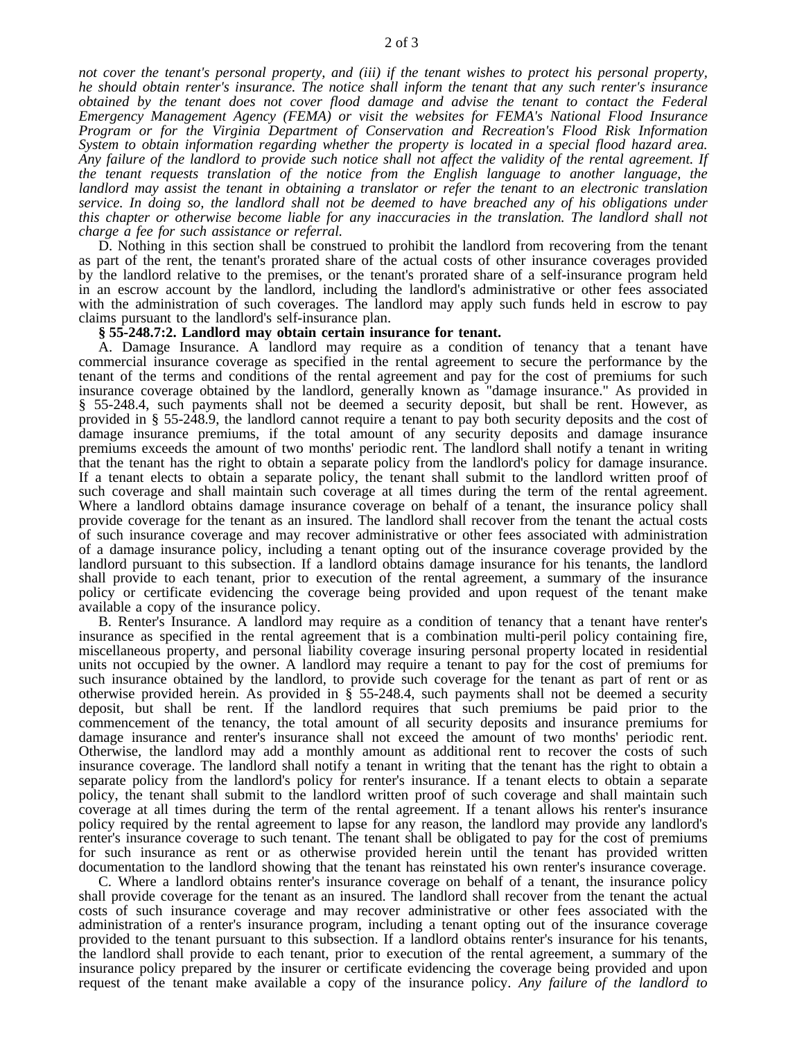*not cover the tenant's personal property, and (iii) if the tenant wishes to protect his personal property, he should obtain renter's insurance. The notice shall inform the tenant that any such renter's insurance obtained by the tenant does not cover flood damage and advise the tenant to contact the Federal Emergency Management Agency (FEMA) or visit the websites for FEMA's National Flood Insurance Program or for the Virginia Department of Conservation and Recreation's Flood Risk Information System to obtain information regarding whether the property is located in a special flood hazard area. Any failure of the landlord to provide such notice shall not affect the validity of the rental agreement. If the tenant requests translation of the notice from the English language to another language, the landlord may assist the tenant in obtaining a translator or refer the tenant to an electronic translation service. In doing so, the landlord shall not be deemed to have breached any of his obligations under this chapter or otherwise become liable for any inaccuracies in the translation. The landlord shall not charge a fee for such assistance or referral.*

D. Nothing in this section shall be construed to prohibit the landlord from recovering from the tenant as part of the rent, the tenant's prorated share of the actual costs of other insurance coverages provided by the landlord relative to the premises, or the tenant's prorated share of a self-insurance program held in an escrow account by the landlord, including the landlord's administrative or other fees associated with the administration of such coverages. The landlord may apply such funds held in escrow to pay claims pursuant to the landlord's self-insurance plan.

**§ 55-248.7:2. Landlord may obtain certain insurance for tenant.**

A. Damage Insurance. A landlord may require as a condition of tenancy that a tenant have commercial insurance coverage as specified in the rental agreement to secure the performance by the tenant of the terms and conditions of the rental agreement and pay for the cost of premiums for such insurance coverage obtained by the landlord, generally known as "damage insurance." As provided in § 55-248.4, such payments shall not be deemed a security deposit, but shall be rent. However, as provided in § 55-248.9, the landlord cannot require a tenant to pay both security deposits and the cost of damage insurance premiums, if the total amount of any security deposits and damage insurance premiums exceeds the amount of two months' periodic rent. The landlord shall notify a tenant in writing that the tenant has the right to obtain a separate policy from the landlord's policy for damage insurance. If a tenant elects to obtain a separate policy, the tenant shall submit to the landlord written proof of such coverage and shall maintain such coverage at all times during the term of the rental agreement. Where a landlord obtains damage insurance coverage on behalf of a tenant, the insurance policy shall provide coverage for the tenant as an insured. The landlord shall recover from the tenant the actual costs of such insurance coverage and may recover administrative or other fees associated with administration of a damage insurance policy, including a tenant opting out of the insurance coverage provided by the landlord pursuant to this subsection. If a landlord obtains damage insurance for his tenants, the landlord shall provide to each tenant, prior to execution of the rental agreement, a summary of the insurance policy or certificate evidencing the coverage being provided and upon request of the tenant make available a copy of the insurance policy.

B. Renter's Insurance. A landlord may require as a condition of tenancy that a tenant have renter's insurance as specified in the rental agreement that is a combination multi-peril policy containing fire, miscellaneous property, and personal liability coverage insuring personal property located in residential units not occupied by the owner. A landlord may require a tenant to pay for the cost of premiums for such insurance obtained by the landlord, to provide such coverage for the tenant as part of rent or as otherwise provided herein. As provided in § 55-248.4, such payments shall not be deemed a security deposit, but shall be rent. If the landlord requires that such premiums be paid prior to the commencement of the tenancy, the total amount of all security deposits and insurance premiums for damage insurance and renter's insurance shall not exceed the amount of two months' periodic rent. Otherwise, the landlord may add a monthly amount as additional rent to recover the costs of such insurance coverage. The landlord shall notify a tenant in writing that the tenant has the right to obtain a separate policy from the landlord's policy for renter's insurance. If a tenant elects to obtain a separate policy, the tenant shall submit to the landlord written proof of such coverage and shall maintain such coverage at all times during the term of the rental agreement. If a tenant allows his renter's insurance policy required by the rental agreement to lapse for any reason, the landlord may provide any landlord's renter's insurance coverage to such tenant. The tenant shall be obligated to pay for the cost of premiums for such insurance as rent or as otherwise provided herein until the tenant has provided written documentation to the landlord showing that the tenant has reinstated his own renter's insurance coverage.

C. Where a landlord obtains renter's insurance coverage on behalf of a tenant, the insurance policy shall provide coverage for the tenant as an insured. The landlord shall recover from the tenant the actual costs of such insurance coverage and may recover administrative or other fees associated with the administration of a renter's insurance program, including a tenant opting out of the insurance coverage provided to the tenant pursuant to this subsection. If a landlord obtains renter's insurance for his tenants, the landlord shall provide to each tenant, prior to execution of the rental agreement, a summary of the insurance policy prepared by the insurer or certificate evidencing the coverage being provided and upon request of the tenant make available a copy of the insurance policy. *Any failure of the landlord to*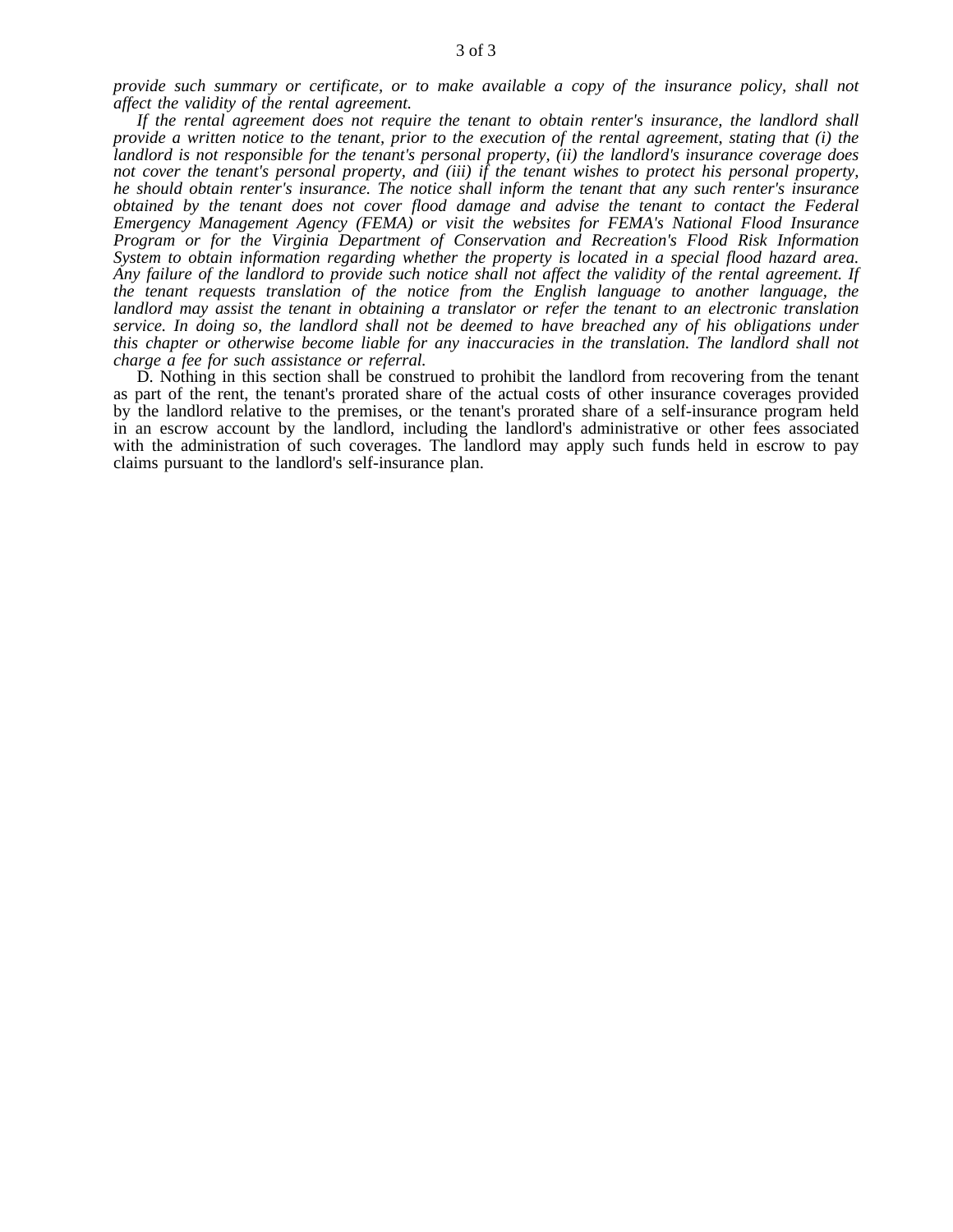*provide such summary or certificate, or to make available a copy of the insurance policy, shall not affect the validity of the rental agreement.*

*If the rental agreement does not require the tenant to obtain renter's insurance, the landlord shall provide a written notice to the tenant, prior to the execution of the rental agreement, stating that (i) the landlord is not responsible for the tenant's personal property, (ii) the landlord's insurance coverage does not cover the tenant's personal property, and (iii) if the tenant wishes to protect his personal property, he should obtain renter's insurance. The notice shall inform the tenant that any such renter's insurance obtained by the tenant does not cover flood damage and advise the tenant to contact the Federal Emergency Management Agency (FEMA) or visit the websites for FEMA's National Flood Insurance Program or for the Virginia Department of Conservation and Recreation's Flood Risk Information System to obtain information regarding whether the property is located in a special flood hazard area. Any failure of the landlord to provide such notice shall not affect the validity of the rental agreement. If the tenant requests translation of the notice from the English language to another language, the landlord may assist the tenant in obtaining a translator or refer the tenant to an electronic translation service. In doing so, the landlord shall not be deemed to have breached any of his obligations under this chapter or otherwise become liable for any inaccuracies in the translation. The landlord shall not charge a fee for such assistance or referral.*

D. Nothing in this section shall be construed to prohibit the landlord from recovering from the tenant as part of the rent, the tenant's prorated share of the actual costs of other insurance coverages provided by the landlord relative to the premises, or the tenant's prorated share of a self-insurance program held in an escrow account by the landlord, including the landlord's administrative or other fees associated with the administration of such coverages. The landlord may apply such funds held in escrow to pay claims pursuant to the landlord's self-insurance plan.